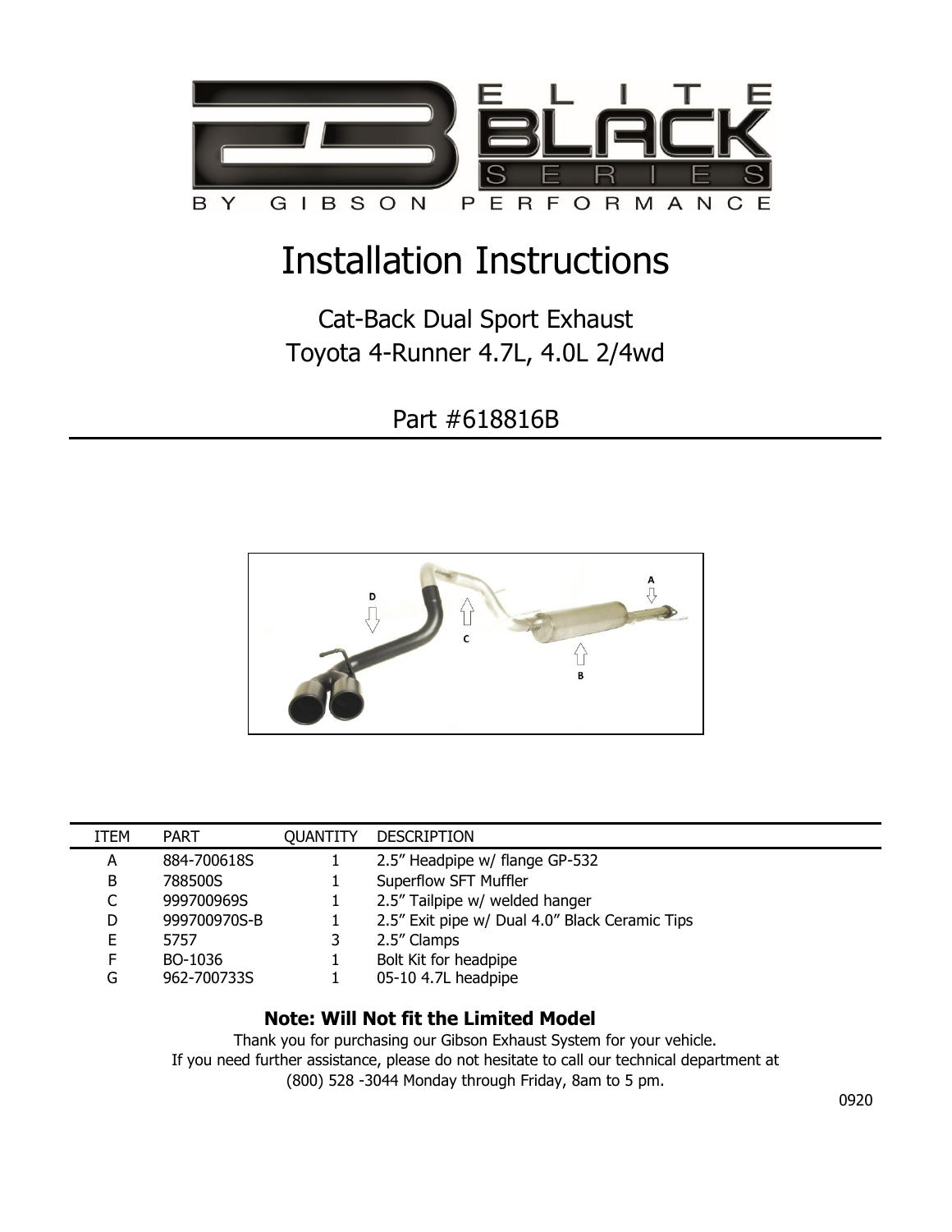# Installation Instructions

## Cat-Back Dual Sport Exhaust
## Toyota 4-Runner 4.7L, 4.0L 2/4wd

## Part #618816B

| ITEM | PART | QUANTITY | DESCRIPTION |
|---|---|---|---|
| A | 884-700618S | 1 | 2.5” Headpipe w/ flange GP-532 |
| B | 788500S | 1 | Superflow SFT Muffler |
| C | 999700969S | 1 | 2.5” Tailpipe w/ welded hanger |
| D | 999700970S-B | 1 | 2.5” Exit pipe w/ Dual 4.0” Black Ceramic Tips |
| E | 5757 | 3 | 2.5” Clamps |
| F | BO-1036 | 1 | Bolt Kit for headpipe |
| G | 962-700733S | 1 | 05-10 4.7L headpipe |

**Note: Will Not fit the Limited Model**

Thank you for purchasing our Gibson Exhaust System for your vehicle.
If you need further assistance, please do not hesitate to call our technical department at (800) 528 -3044 Monday through Friday, 8am to 5 pm.

0920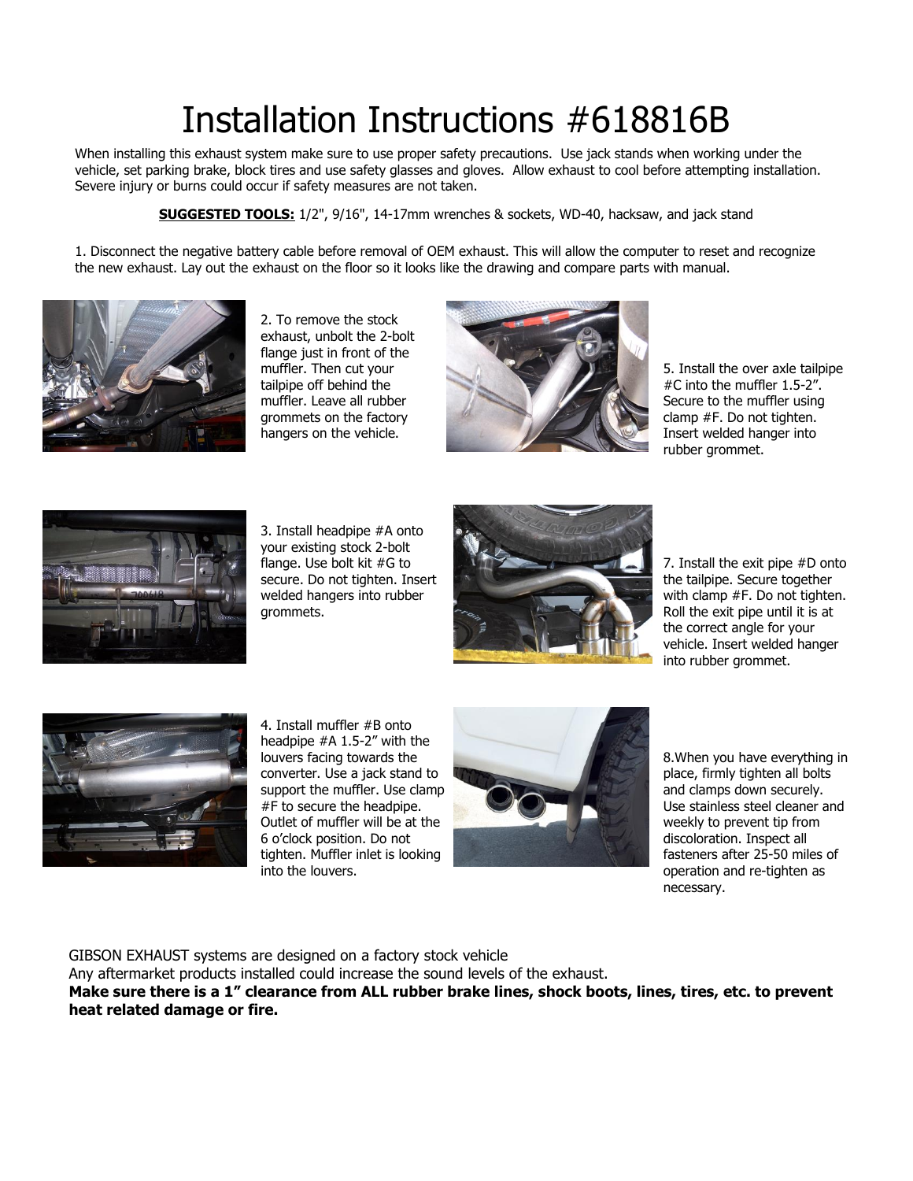# Installation Instructions #618816B

When installing this exhaust system make sure to use proper safety precautions. Use jack stands when working under the vehicle, set parking brake, block tires and use safety glasses and gloves. Allow exhaust to cool before attempting installation. Severe injury or burns could occur if safety measures are not taken.

**SUGGESTED TOOLS:** 1/2", 9/16", 14-17mm wrenches & sockets, WD-40, hacksaw, and jack stand

1. Disconnect the negative battery cable before removal of OEM exhaust. This will allow the computer to reset and recognize the new exhaust. Lay out the exhaust on the floor so it looks like the drawing and compare parts with manual.

2. To remove the stock exhaust, unbolt the 2-bolt flange just in front of the muffler. Then cut your tailpipe off behind the muffler. Leave all rubber grommets on the factory hangers on the vehicle.

3. Install headpipe #A onto your existing stock 2-bolt flange. Use bolt kit #G to secure. Do not tighten. Insert welded hangers into rubber grommets.

4. Install muffler #B onto headpipe #A 1.5-2" with the louvers facing towards the converter. Use a jack stand to support the muffler. Use clamp #F to secure the headpipe. Outlet of muffler will be at the 6 o'clock position. Do not tighten. Muffler inlet is looking into the louvers.

5. Install the over axle tailpipe #C into the muffler 1.5-2". Secure to the muffler using clamp #F. Do not tighten. Insert welded hanger into rubber grommet.

7. Install the exit pipe #D onto the tailpipe. Secure together with clamp #F. Do not tighten. Roll the exit pipe until it is at the correct angle for your vehicle. Insert welded hanger into rubber grommet.

8. When you have everything in place, firmly tighten all bolts and clamps down securely. Use stainless steel cleaner and weekly to prevent tip from discoloration. Inspect all fasteners after 25-50 miles of operation and re-tighten as necessary.

GIBSON EXHAUST systems are designed on a factory stock vehicle
Any aftermarket products installed could increase the sound levels of the exhaust.
**Make sure there is a 1" clearance from ALL rubber brake lines, shock boots, lines, tires, etc. to prevent heat related damage or fire.**